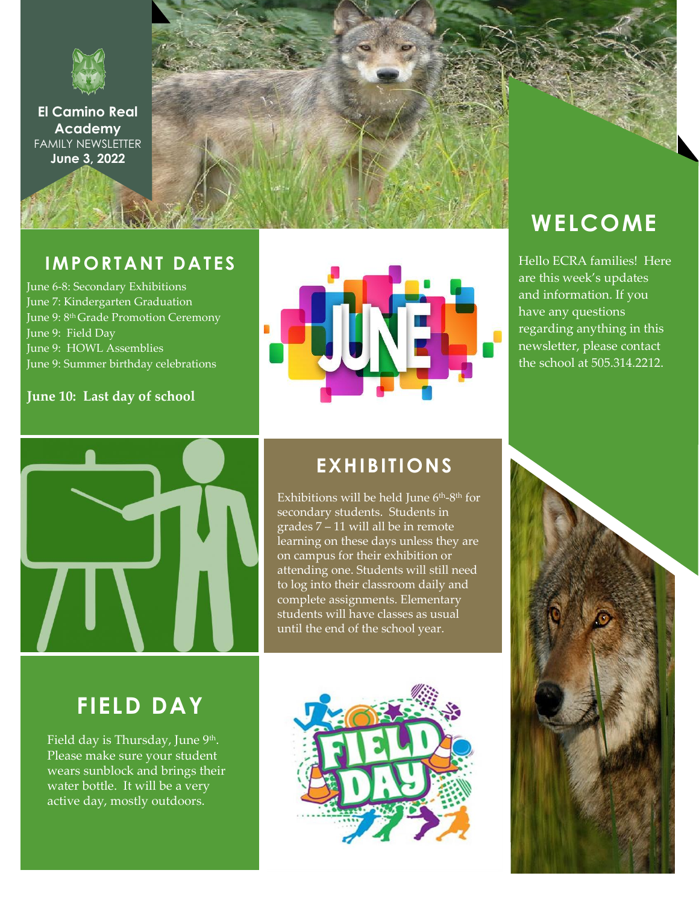**El Camino Real Academy**
FAMILY NEWSLETTER
**June 3, 2022**

## WELCOME

Hello ECRA families! Here are this week's updates and information. If you have any questions regarding anything in this newsletter, please contact the school at 505.314.2212.

## IMPORTANT DATES

June 6-8: Secondary Exhibitions
June 7: Kindergarten Graduation
June 9: 8th Grade Promotion Ceremony
June 9: Field Day
June 9: HOWL Assemblies
June 9: Summer birthday celebrations

**June 10: Last day of school**

## EXHIBITIONS

Exhibitions will be held June 6th-8th for secondary students. Students in grades 7 – 11 will all be in remote learning on these days unless they are on campus for their exhibition or attending one. Students will still need to log into their classroom daily and complete assignments. Elementary students will have classes as usual until the end of the school year.

## FIELD DAY

Field day is Thursday, June 9th. Please make sure your student wears sunblock and brings their water bottle. It will be a very active day, mostly outdoors.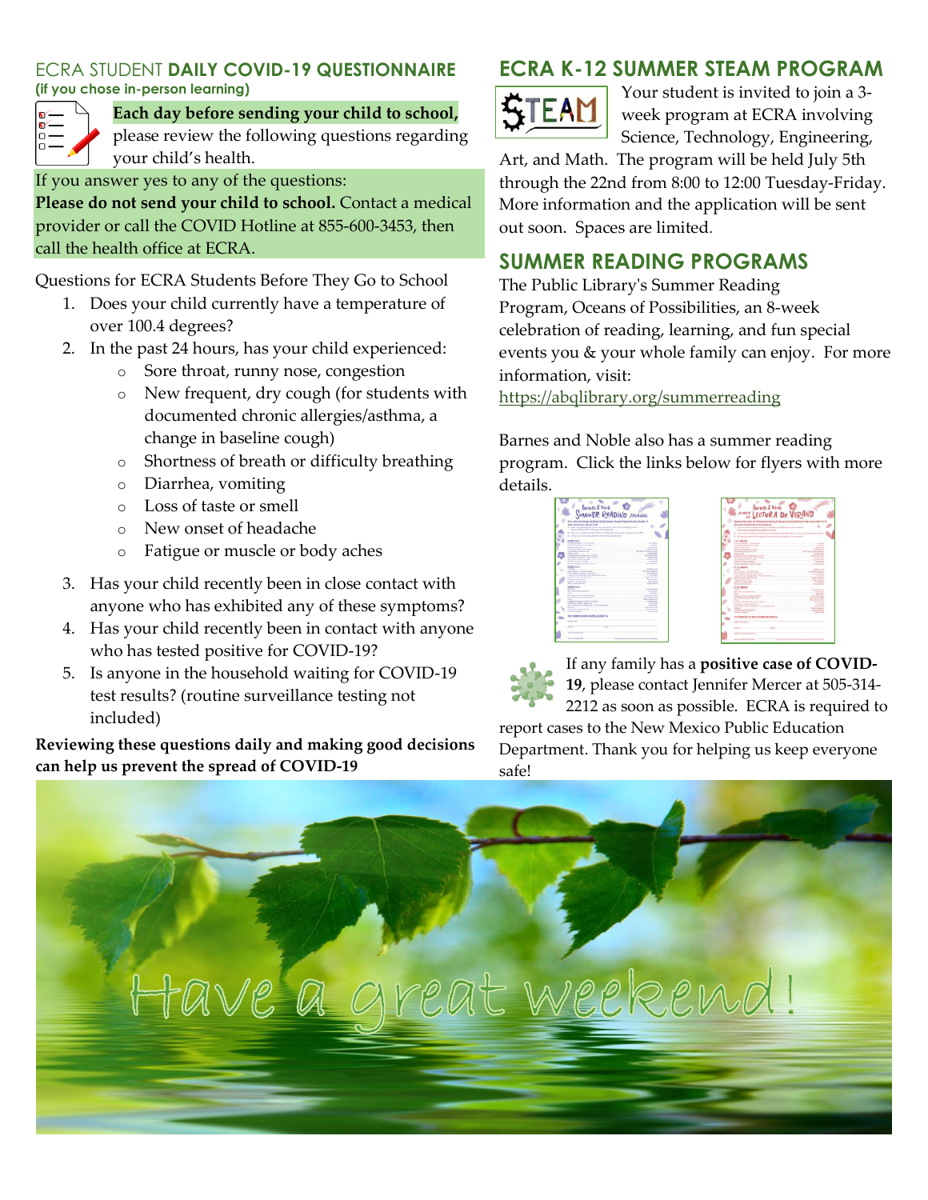## ECRA STUDENT **DAILY COVID-19 QUESTIONNAIRE**

**(if you chose in-person learning)**

**Each day before sending your child to school,** please review the following questions regarding your child's health.

If you answer yes to any of the questions:
**Please do not send your child to school.** Contact a medical provider or call the COVID Hotline at 855-600-3453, then call the health office at ECRA.

Questions for ECRA Students Before They Go to School

1. Does your child currently have a temperature of over 100.4 degrees?
2. In the past 24 hours, has your child experienced:
   - Sore throat, runny nose, congestion
   - New frequent, dry cough (for students with documented chronic allergies/asthma, a change in baseline cough)
   - Shortness of breath or difficulty breathing
   - Diarrhea, vomiting
   - Loss of taste or smell
   - New onset of headache
   - Fatigue or muscle or body aches
3. Has your child recently been in close contact with anyone who has exhibited any of these symptoms?
4. Has your child recently been in contact with anyone who has tested positive for COVID-19?
5. Is anyone in the household waiting for COVID-19 test results? (routine surveillance testing not included)

**Reviewing these questions daily and making good decisions can help us prevent the spread of COVID-19**

## ECRA K-12 SUMMER STEAM PROGRAM

Your student is invited to join a 3-week program at ECRA involving Science, Technology, Engineering, Art, and Math. The program will be held July 5th through the 22nd from 8:00 to 12:00 Tuesday-Friday. More information and the application will be sent out soon. Spaces are limited.

## SUMMER READING PROGRAMS

The Public Library's Summer Reading Program, Oceans of Possibilities, an 8-week celebration of reading, learning, and fun special events you & your whole family can enjoy. For more information, visit:
https://abqlibrary.org/summerreading

Barnes and Noble also has a summer reading program. Click the links below for flyers with more details.

If any family has a **positive case of COVID-19**, please contact Jennifer Mercer at 505-314-2212 as soon as possible. ECRA is required to report cases to the New Mexico Public Education Department. Thank you for helping us keep everyone safe!

Have a great weekend!